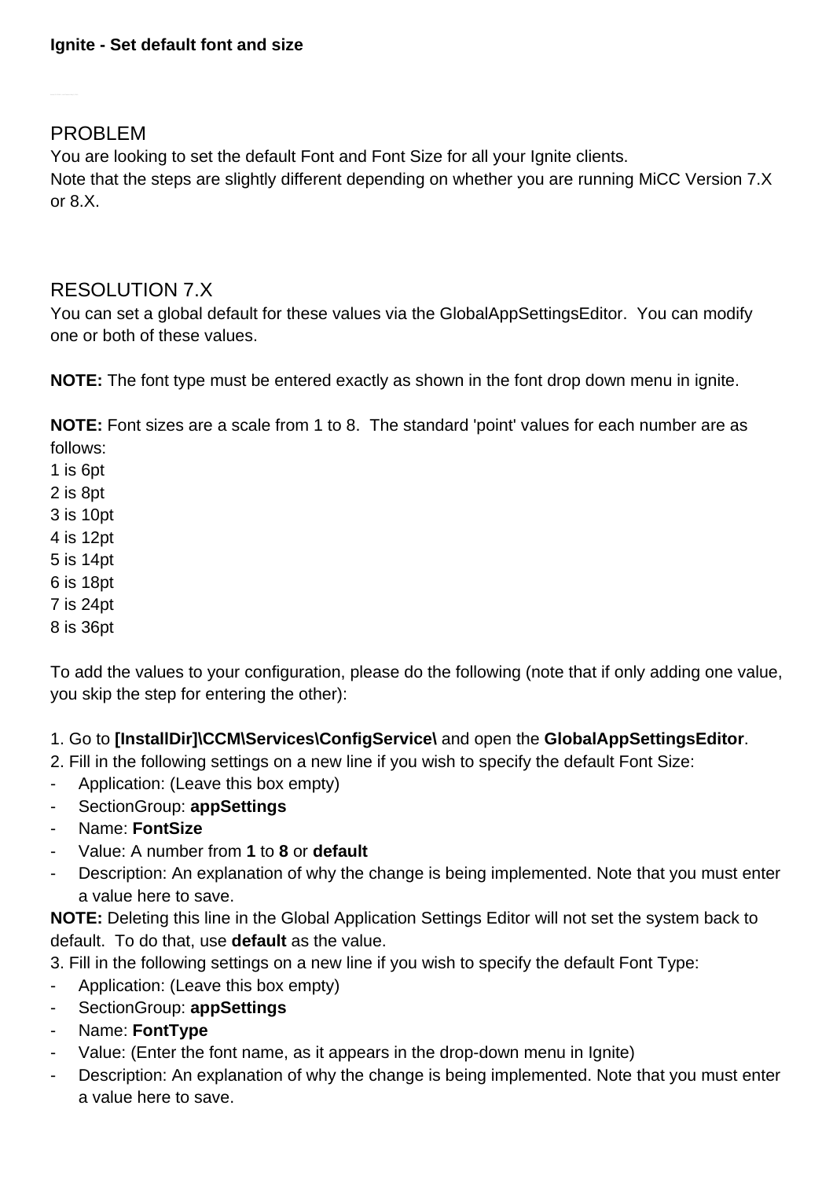**Ignite - Set default font and size**

## PROBLEM

You are looking to set the default Font and Font Size for all your Ignite clients.
Note that the steps are slightly different depending on whether you are running MiCC Version 7.X or 8.X.

## RESOLUTION 7.X

You can set a global default for these values via the GlobalAppSettingsEditor. You can modify one or both of these values.

**NOTE:** The font type must be entered exactly as shown in the font drop down menu in ignite.

**NOTE:** Font sizes are a scale from 1 to 8. The standard 'point' values for each number are as follows:
1 is 6pt
2 is 8pt
3 is 10pt
4 is 12pt
5 is 14pt
6 is 18pt
7 is 24pt
8 is 36pt

To add the values to your configuration, please do the following (note that if only adding one value, you skip the step for entering the other):

1. Go to **[InstallDir]\CCM\Services\ConfigService\** and open the **GlobalAppSettingsEditor**.
2. Fill in the following settings on a new line if you wish to specify the default Font Size:
- Application: (Leave this box empty)
- SectionGroup: **appSettings**
- Name: **FontSize**
- Value: A number from **1** to **8** or **default**
- Description: An explanation of why the change is being implemented. Note that you must enter a value here to save.

**NOTE:** Deleting this line in the Global Application Settings Editor will not set the system back to default. To do that, use **default** as the value.

3. Fill in the following settings on a new line if you wish to specify the default Font Type:
- Application: (Leave this box empty)
- SectionGroup: **appSettings**
- Name: **FontType**
- Value: (Enter the font name, as it appears in the drop-down menu in Ignite)
- Description: An explanation of why the change is being implemented. Note that you must enter a value here to save.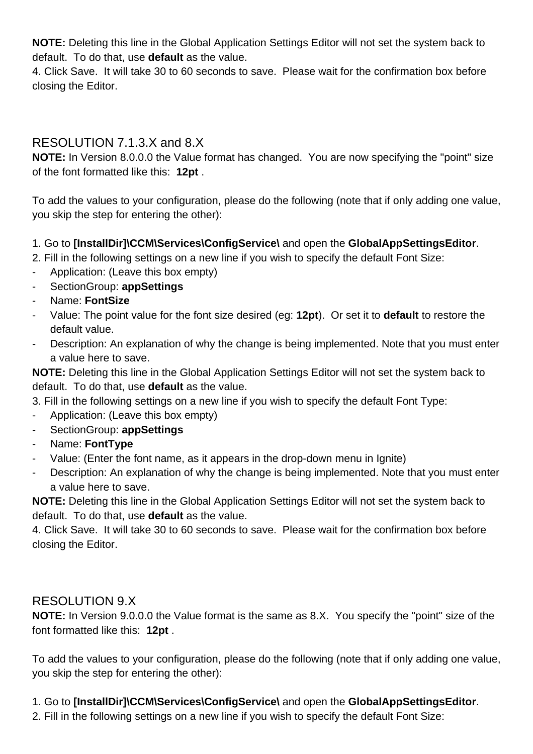**NOTE:** Deleting this line in the Global Application Settings Editor will not set the system back to default. To do that, use **default** as the value.
4. Click Save. It will take 30 to 60 seconds to save. Please wait for the confirmation box before closing the Editor.

## RESOLUTION 7.1.3.X and 8.X

**NOTE:** In Version 8.0.0.0 the Value format has changed. You are now specifying the "point" size of the font formatted like this: **12pt** .

To add the values to your configuration, please do the following (note that if only adding one value, you skip the step for entering the other):

1. Go to **[InstallDir]\CCM\Services\ConfigService\** and open the **GlobalAppSettingsEditor**.
2. Fill in the following settings on a new line if you wish to specify the default Font Size:
- Application: (Leave this box empty)
- SectionGroup: **appSettings**
- Name: **FontSize**
- Value: The point value for the font size desired (eg: **12pt**). Or set it to **default** to restore the default value.
- Description: An explanation of why the change is being implemented. Note that you must enter a value here to save.

**NOTE:** Deleting this line in the Global Application Settings Editor will not set the system back to default. To do that, use **default** as the value.
3. Fill in the following settings on a new line if you wish to specify the default Font Type:
- Application: (Leave this box empty)
- SectionGroup: **appSettings**
- Name: **FontType**
- Value: (Enter the font name, as it appears in the drop-down menu in Ignite)
- Description: An explanation of why the change is being implemented. Note that you must enter a value here to save.

**NOTE:** Deleting this line in the Global Application Settings Editor will not set the system back to default. To do that, use **default** as the value.
4. Click Save. It will take 30 to 60 seconds to save. Please wait for the confirmation box before closing the Editor.

## RESOLUTION 9.X

**NOTE:** In Version 9.0.0.0 the Value format is the same as 8.X. You specify the "point" size of the font formatted like this: **12pt** .

To add the values to your configuration, please do the following (note that if only adding one value, you skip the step for entering the other):

1. Go to **[InstallDir]\CCM\Services\ConfigService\** and open the **GlobalAppSettingsEditor**.
2. Fill in the following settings on a new line if you wish to specify the default Font Size: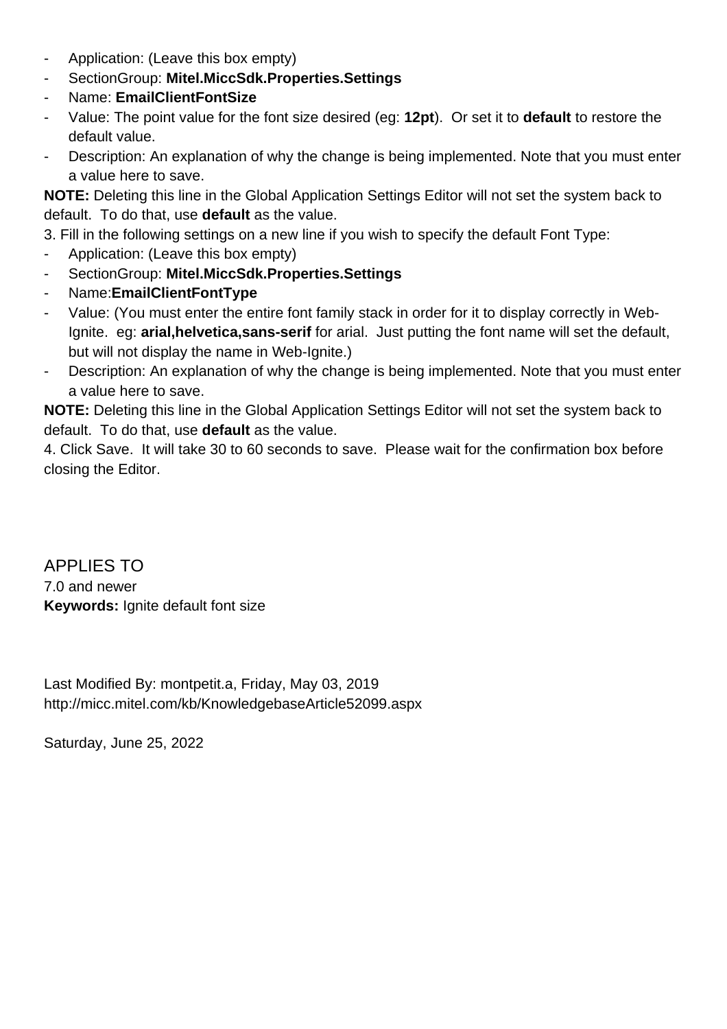- Application: (Leave this box empty)
- SectionGroup: **Mitel.MiccSdk.Properties.Settings**
- Name: **EmailClientFontSize**
- Value: The point value for the font size desired (eg: **12pt**). Or set it to **default** to restore the default value.
- Description: An explanation of why the change is being implemented. Note that you must enter a value here to save.

**NOTE:** Deleting this line in the Global Application Settings Editor will not set the system back to default. To do that, use **default** as the value.

3. Fill in the following settings on a new line if you wish to specify the default Font Type:

- Application: (Leave this box empty)
- SectionGroup: **Mitel.MiccSdk.Properties.Settings**
- Name:**EmailClientFontType**
- Value: (You must enter the entire font family stack in order for it to display correctly in Web-Ignite. eg: **arial,helvetica,sans-serif** for arial. Just putting the font name will set the default, but will not display the name in Web-Ignite.)
- Description: An explanation of why the change is being implemented. Note that you must enter a value here to save.

**NOTE:** Deleting this line in the Global Application Settings Editor will not set the system back to default. To do that, use **default** as the value.

4. Click Save. It will take 30 to 60 seconds to save. Please wait for the confirmation box before closing the Editor.

## APPLIES TO

7.0 and newer

**Keywords:** Ignite default font size

Last Modified By: montpetit.a, Friday, May 03, 2019
http://micc.mitel.com/kb/KnowledgebaseArticle52099.aspx

Saturday, June 25, 2022